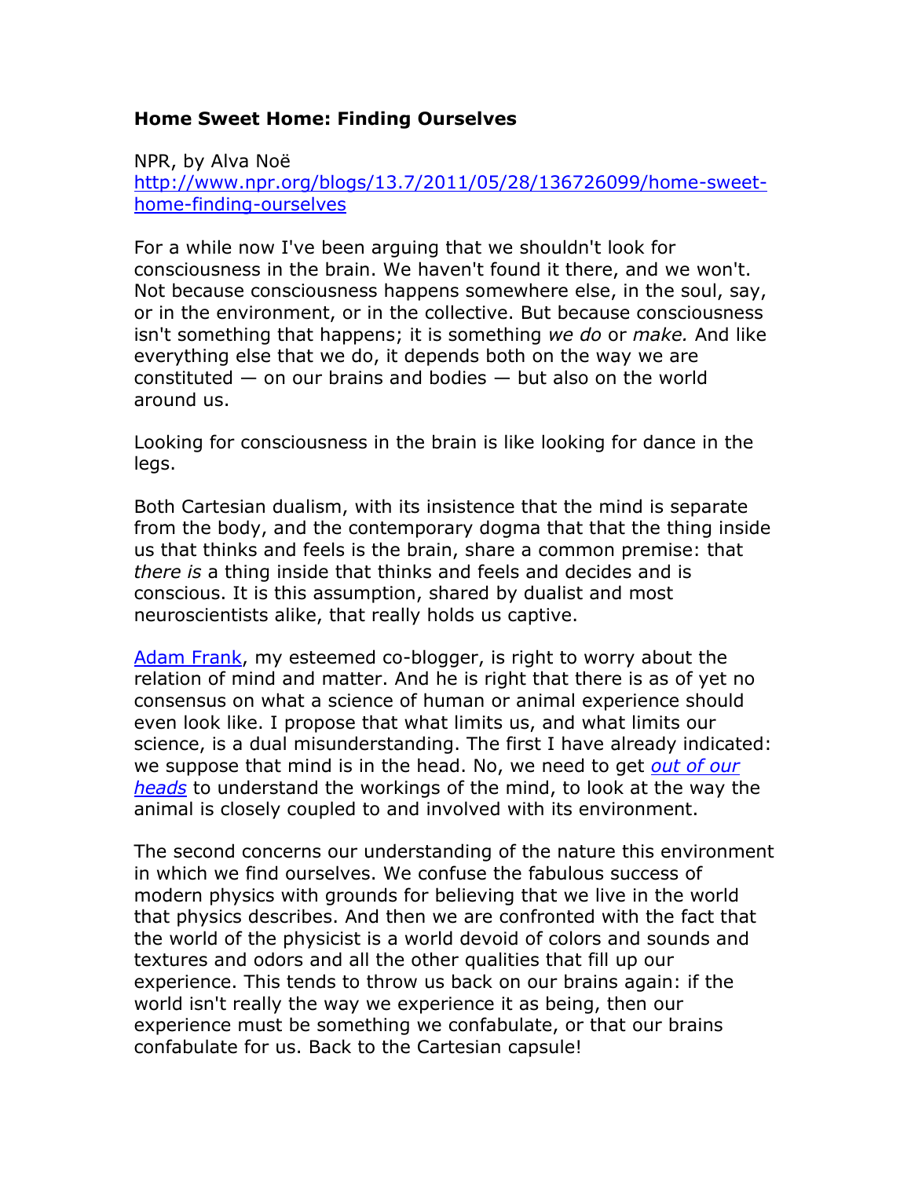**Home Sweet Home: Finding Ourselves**

NPR, by Alva Noë
[http://www.npr.org/blogs/13.7/2011/05/28/136726099/home-sweet-home-finding-ourselves](http://www.npr.org/blogs/13.7/2011/05/28/136726099/home-sweet-home-finding-ourselves)

For a while now I've been arguing that we shouldn't look for consciousness in the brain. We haven't found it there, and we won't. Not because consciousness happens somewhere else, in the soul, say, or in the environment, or in the collective. But because consciousness isn't something that happens; it is something *we do* or *make.* And like everything else that we do, it depends both on the way we are constituted — on our brains and bodies — but also on the world around us.

Looking for consciousness in the brain is like looking for dance in the legs.

Both Cartesian dualism, with its insistence that the mind is separate from the body, and the contemporary dogma that that the thing inside us that thinks and feels is the brain, share a common premise: that *there is* a thing inside that thinks and feels and decides and is conscious. It is this assumption, shared by dualist and most neuroscientists alike, that really holds us captive.

Adam Frank, my esteemed co-blogger, is right to worry about the relation of mind and matter. And he is right that there is as of yet no consensus on what a science of human or animal experience should even look like. I propose that what limits us, and what limits our science, is a dual misunderstanding. The first I have already indicated: we suppose that mind is in the head. No, we need to get *out of our heads* to understand the workings of the mind, to look at the way the animal is closely coupled to and involved with its environment.

The second concerns our understanding of the nature this environment in which we find ourselves. We confuse the fabulous success of modern physics with grounds for believing that we live in the world that physics describes. And then we are confronted with the fact that the world of the physicist is a world devoid of colors and sounds and textures and odors and all the other qualities that fill up our experience. This tends to throw us back on our brains again: if the world isn't really the way we experience it as being, then our experience must be something we confabulate, or that our brains confabulate for us. Back to the Cartesian capsule!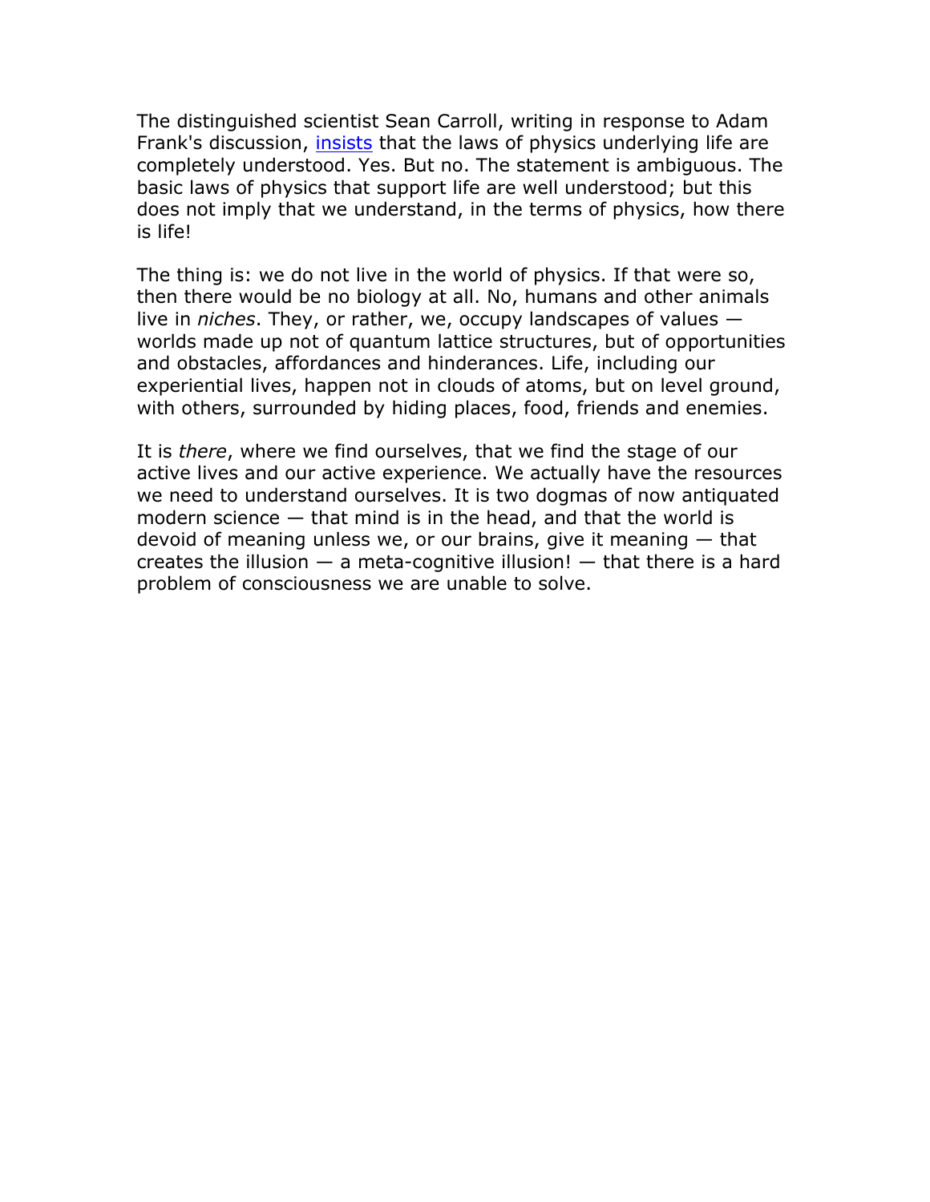The distinguished scientist Sean Carroll, writing in response to Adam Frank's discussion, insists that the laws of physics underlying life are completely understood. Yes. But no. The statement is ambiguous. The basic laws of physics that support life are well understood; but this does not imply that we understand, in the terms of physics, how there is life!

The thing is: we do not live in the world of physics. If that were so, then there would be no biology at all. No, humans and other animals live in *niches*. They, or rather, we, occupy landscapes of values — worlds made up not of quantum lattice structures, but of opportunities and obstacles, affordances and hinderances. Life, including our experiential lives, happen not in clouds of atoms, but on level ground, with others, surrounded by hiding places, food, friends and enemies.

It is *there*, where we find ourselves, that we find the stage of our active lives and our active experience. We actually have the resources we need to understand ourselves. It is two dogmas of now antiquated modern science — that mind is in the head, and that the world is devoid of meaning unless we, or our brains, give it meaning — that creates the illusion — a meta-cognitive illusion! — that there is a hard problem of consciousness we are unable to solve.